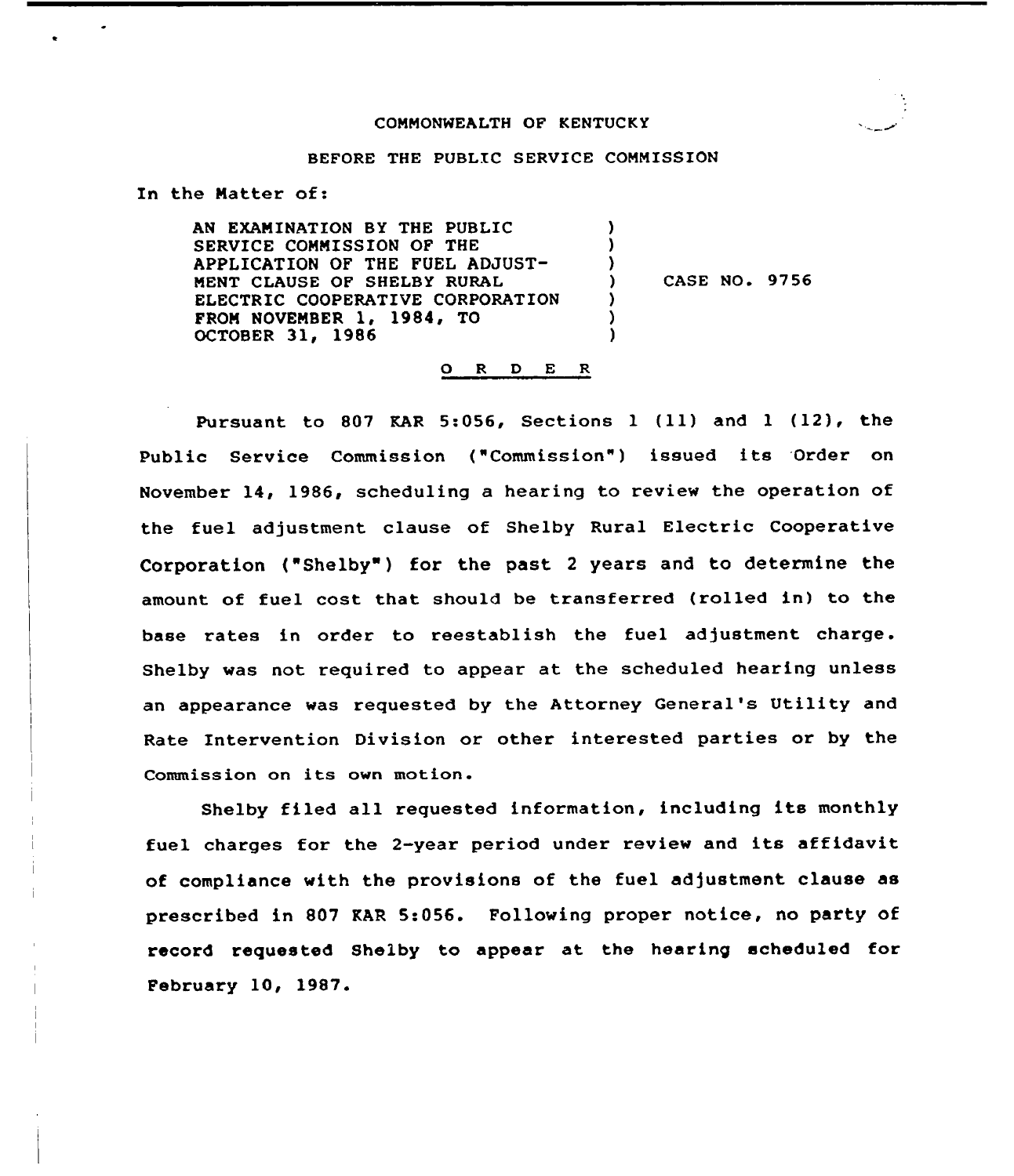COMMONWEALTH OF KENTUCKY

BEFORE THE PUBLIC SERVICE COMMISSION

In the Matter of:

| | | |
|---|---|---|
| AN EXAMINATION BY THE PUBLIC SERVICE COMMISSION OF THE APPLICATION OF THE FUEL ADJUSTMENT CLAUSE OF SHELBY RURAL ELECTRIC COOPERATIVE CORPORATION FROM NOVEMBER 1, 1984, TO OCTOBER 31, 1986 | ) | CASE NO. 9756 |

## O R D E R

Pursuant to 807 KAR 5:056, Sections 1 (11) and 1 (12), the Public Service Commission ("Commission") issued its Order on November 14, 1986, scheduling a hearing to review the operation of the fuel adjustment clause of Shelby Rural Electric Cooperative Corporation ("Shelby") for the past 2 years and to determine the amount of fuel cost that should be transferred (rolled in) to the base rates in order to reestablish the fuel adjustment charge. Shelby was not required to appear at the scheduled hearing unless an appearance was requested by the Attorney General's Utility and Rate Intervention Division or other interested parties or by the Commission on its own motion.

Shelby filed all requested information, including its monthly fuel charges for the 2-year period under review and its affidavit of compliance with the provisions of the fuel adjustment clause as prescribed in 807 KAR 5:056. Following proper notice, no party of record requested Shelby to appear at the hearing scheduled for February 10, 1987.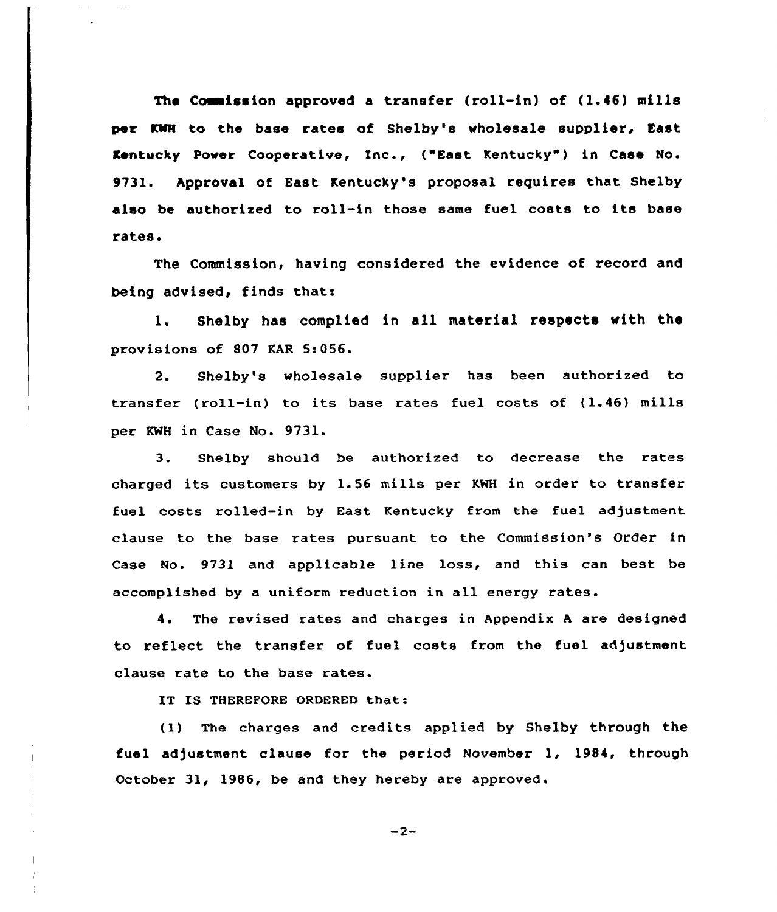The Commission approved a transfer (roll-in) of (1.46) mills per KWH to the base rates of Shelby's wholesale supplier, East Kentucky Power Cooperative, Inc., ("East Kentucky") in Case No. 9731. Approval of East Kentucky's proposal requires that Shelby also be authorized to roll-in those same fuel costs to its base rates.

The Commission, having considered the evidence of record and being advised, finds that:

1. Shelby has complied in all material respects with the provisions of 807 KAR 5:056.

2. Shelby's wholesale supplier has been authorized to transfer (roll-in) to its base rates fuel costs of (1.46) mills per KWH in Case No. 9731.

3. Shelby should be authorized to decrease the rates charged its customers by 1.56 mills per KWH in order to transfer fuel costs rolled-in by East Kentucky from the fuel adjustment clause to the base rates pursuant to the Commission's Order in Case No. 9731 and applicable line loss, and this can best be accomplished by a uniform reduction in all energy rates.

4. The revised rates and charges in Appendix A are designed to reflect the transfer of fuel costs from the fuel adjustment clause rate to the base rates.

IT IS THEREFORE ORDERED that:

(1) The charges and credits applied by Shelby through the fuel adjustment clause for the period November 1, 1984, through October 31, 1986, be and they hereby are approved.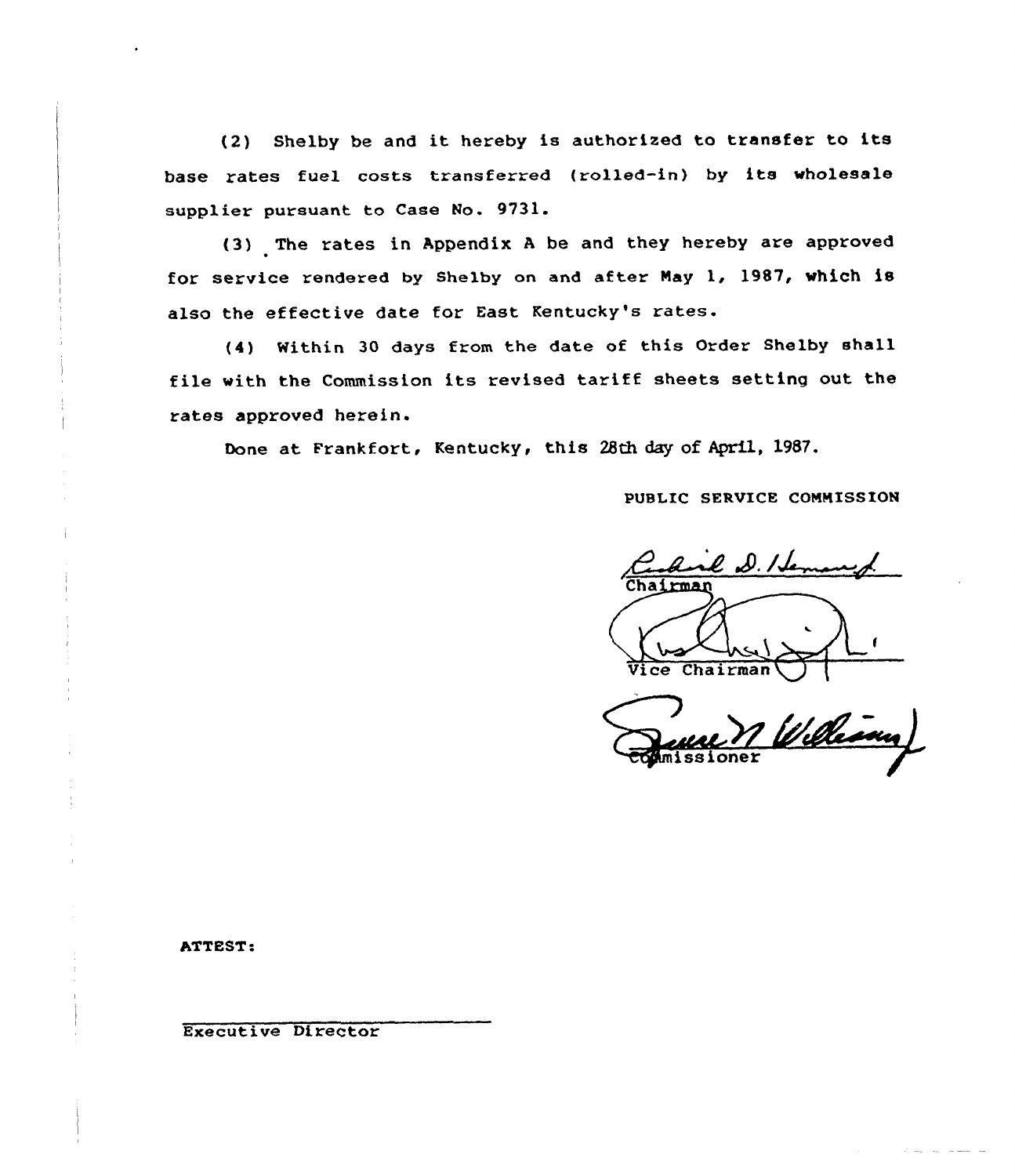(2) Shelby be and it hereby is authorized to transfer to its base rates fuel costs transferred (rolled-in) by its wholesale supplier pursuant to Case No. 9731.

(3) The rates in Appendix A be and they hereby are approved for service rendered by Shelby on and after May 1, 1987, which is also the effective date for East Kentucky's rates.

(4) Within 30 days from the date of this Order Shelby shall file with the Commission its revised tariff sheets setting out the rates approved herein.

Done at Frankfort, Kentucky, this 28th day of April, 1987.

PUBLIC SERVICE COMMISSION

Chairman

Vice Chairman

Commissioner

ATTEST:

Executive Director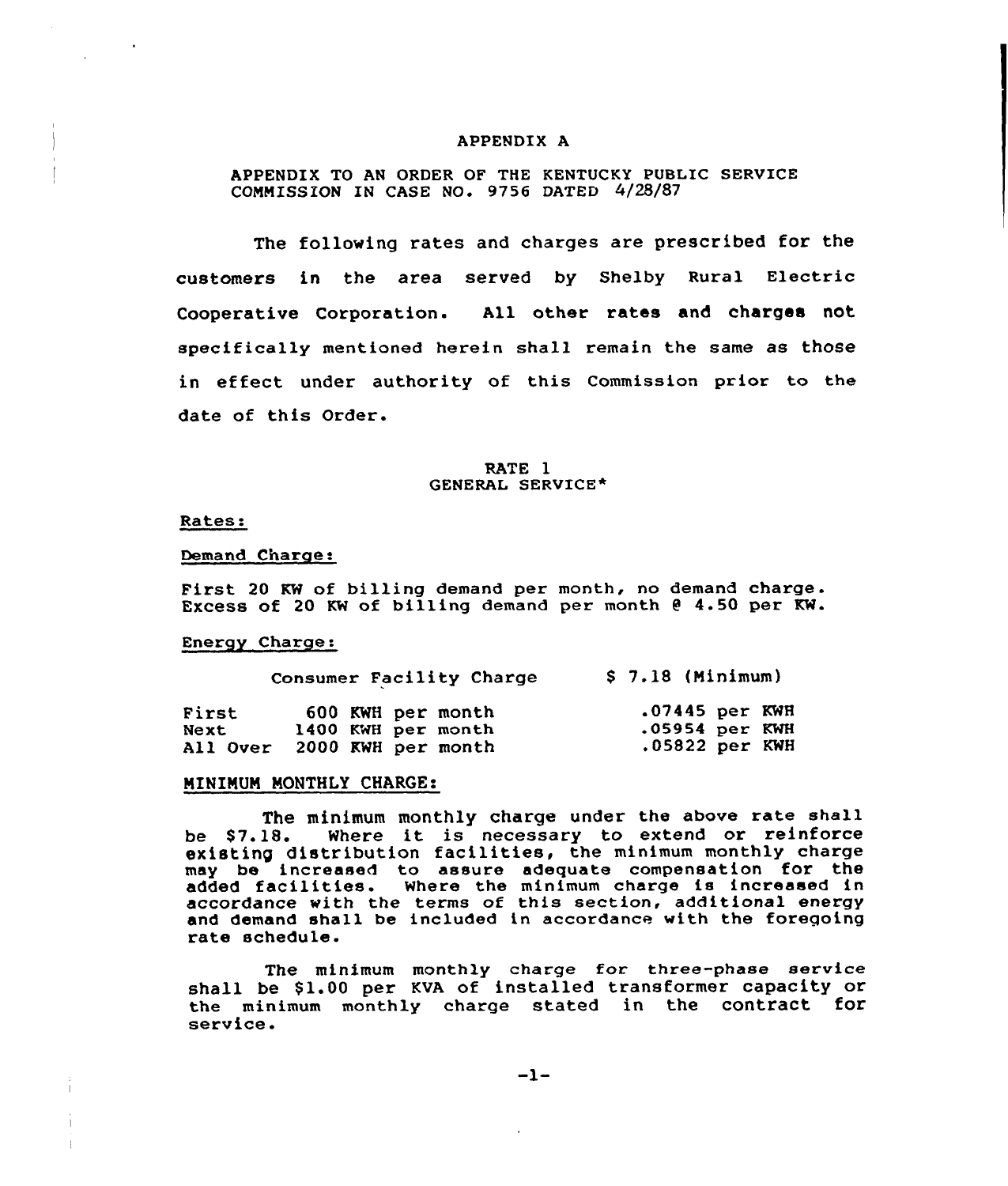# APPENDIX A

APPENDIX TO AN ORDER OF THE KENTUCKY PUBLIC SERVICE COMMISSION IN CASE NO. 9756 DATED 4/28/87

The following rates and charges are prescribed for the customers in the area served by Shelby Rural Electric Cooperative Corporation. All other rates and charges not specifically mentioned herein shall remain the same as those in effect under authority of this Commission prior to the date of this Order.

## RATE 1
## GENERAL SERVICE*

Rates:

Demand Charge:

First 20 KW of billing demand per month, no demand charge.
Excess of 20 KW of billing demand per month @ 4.50 per KW.

Energy Charge:

| | | |
|---|---|---|
| Consumer Facility Charge | | $ 7.18 (Minimum) |
| First | 600 KWH per month | .07445 per KWH |
| Next | 1400 KWH per month | .05954 per KWH |
| All Over | 2000 KWH per month | .05822 per KWH |

MINIMUM MONTHLY CHARGE:

The minimum monthly charge under the above rate shall be $7.18. Where it is necessary to extend or reinforce existing distribution facilities, the minimum monthly charge may be increased to assure adequate compensation for the added facilities. Where the minimum charge is increased in accordance with the terms of this section, additional energy and demand shall be included in accordance with the foregoing rate schedule.

The minimum monthly charge for three-phase service shall be $1.00 per KVA of installed transformer capacity or the minimum monthly charge stated in the contract for service.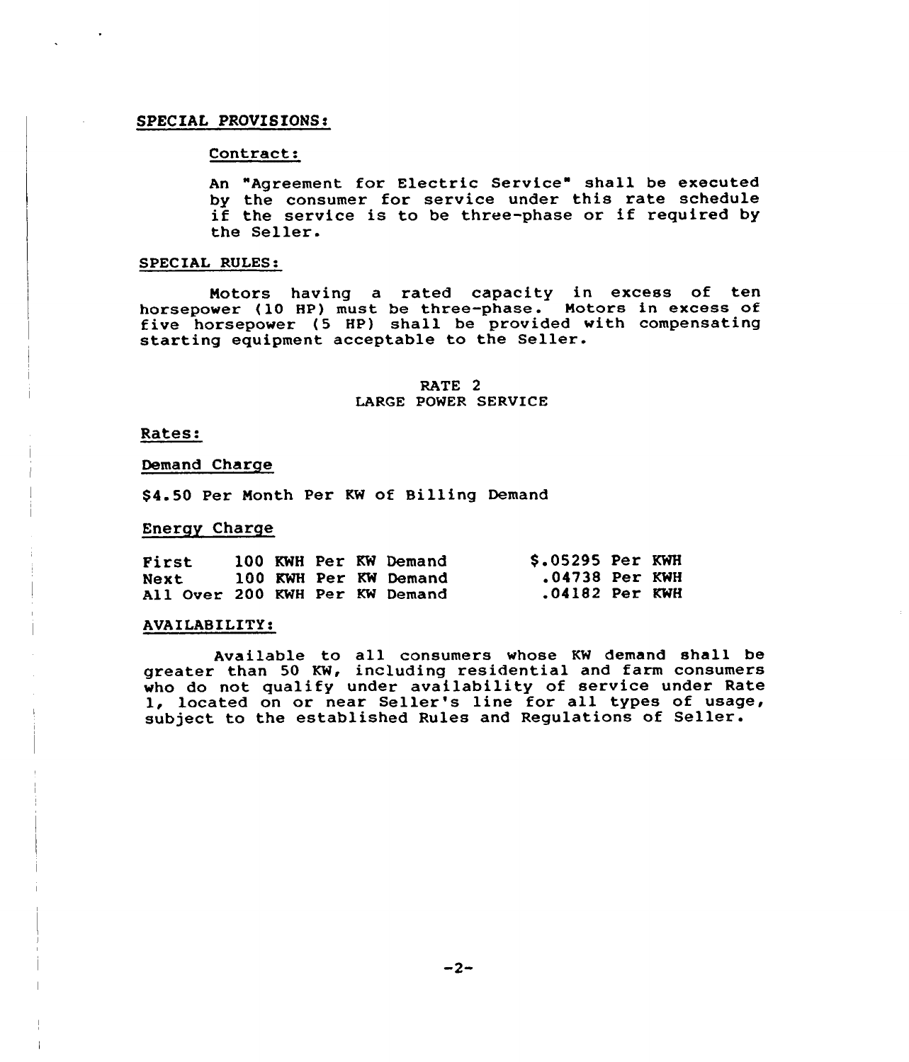SPECIAL PROVISIONS:

Contract:

An "Agreement for Electric Service" shall be executed by the consumer for service under this rate schedule if the service is to be three-phase or if required by the Seller.

SPECIAL RULES:

Motors having a rated capacity in excess of ten horsepower (10 HP) must be three-phase. Motors in excess of five horsepower (5 HP) shall be provided with compensating starting equipment acceptable to the Seller.

RATE 2
LARGE POWER SERVICE

Rates:

Demand Charge

$4.50 Per Month Per KW of Billing Demand

Energy Charge

| | |
|---|---|
| First 100 KWH Per KW Demand | $.05295 Per KWH |
| Next 100 KWH Per KW Demand | .04738 Per KWH |
| All Over 200 KWH Per KW Demand | .04182 Per KWH |

AVAILABILITY:

Available to all consumers whose KW demand shall be greater than 50 KW, including residential and farm consumers who do not qualify under availability of service under Rate 1, located on or near Seller's line for all types of usage, subject to the established Rules and Regulations of Seller.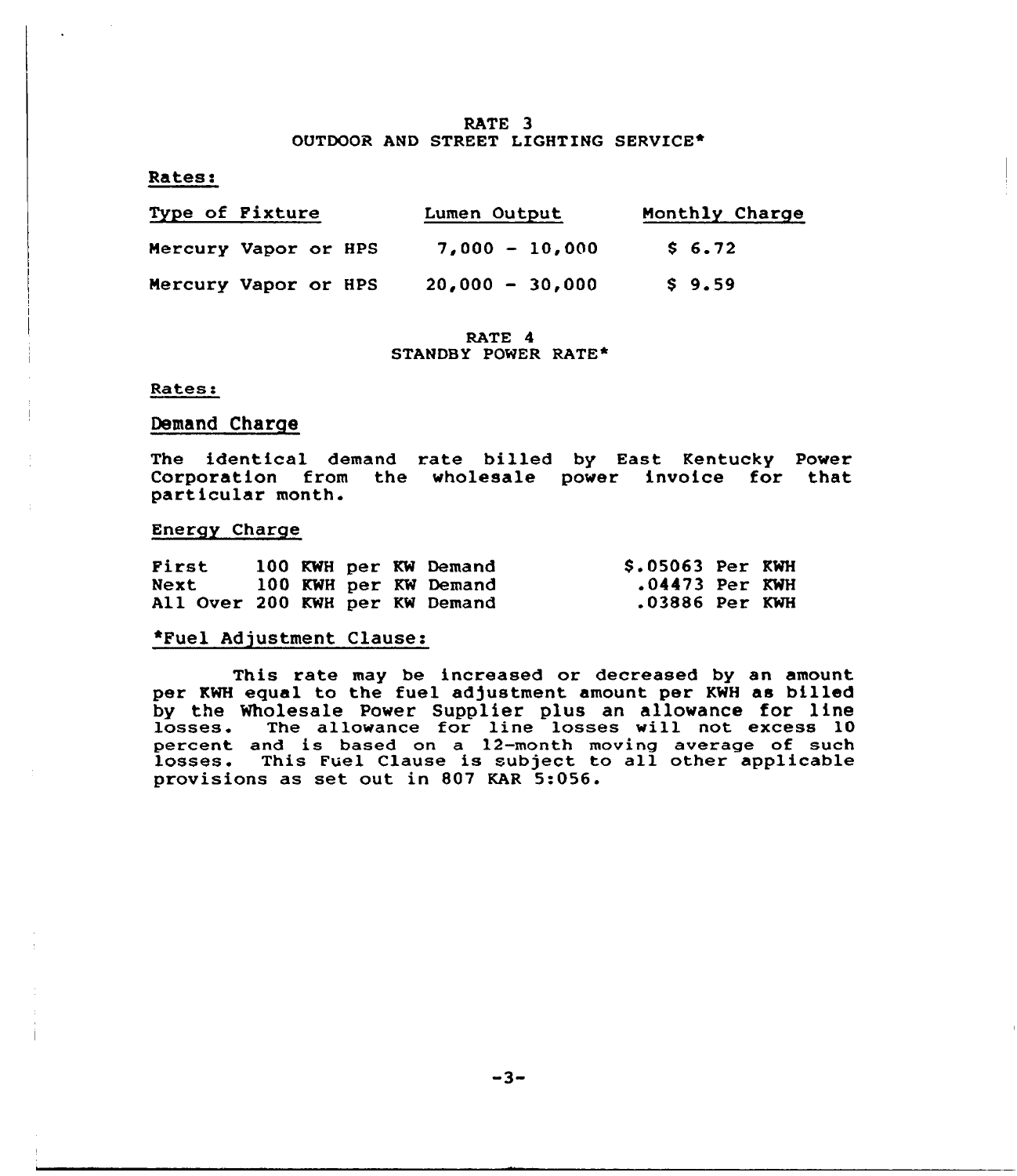## RATE 3
## OUTDOOR AND STREET LIGHTING SERVICE*

Rates:

| Type of Fixture | Lumen Output | Monthly Charge |
|---|---|---|
| Mercury Vapor or HPS | 7,000 - 10,000 | $ 6.72 |
| Mercury Vapor or HPS | 20,000 - 30,000 | $ 9.59 |

## RATE 4
## STANDBY POWER RATE*

Rates:

### Demand Charge

The identical demand rate billed by East Kentucky Power Corporation from the wholesale power invoice for that particular month.

### Energy Charge

| | | |
|---|---|---|
| First | 100 KWH per KW Demand | $.05063 Per KWH |
| Next | 100 KWH per KW Demand | .04473 Per KWH |
| All Over | 200 KWH per KW Demand | .03886 Per KWH |

*Fuel Adjustment Clause:

This rate may be increased or decreased by an amount per KWH equal to the fuel adjustment amount per KWH as billed by the Wholesale Power Supplier plus an allowance for line losses. The allowance for line losses will not excess 10 percent and is based on a 12-month moving average of such losses. This Fuel Clause is subject to all other applicable provisions as set out in 807 KAR 5:056.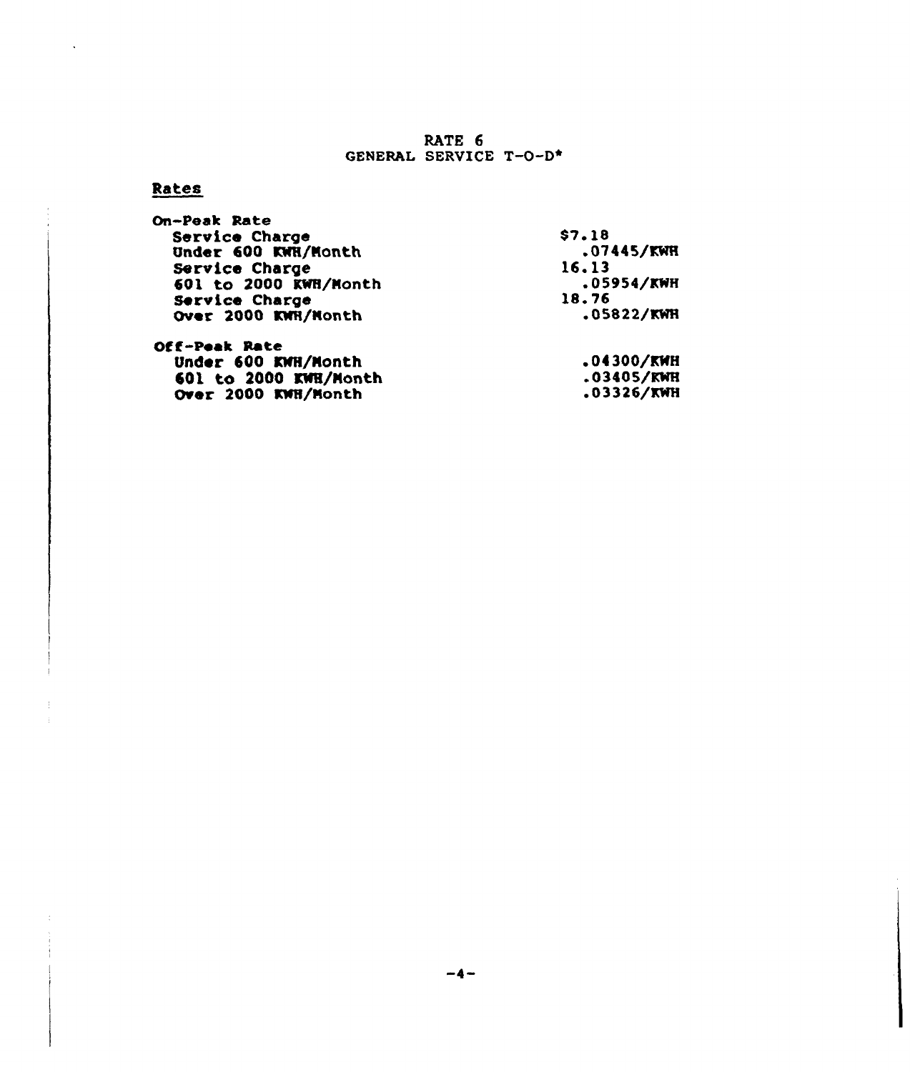# RATE 6
## GENERAL SERVICE T-O-D*

**Rates**

| | |
|---|---|
| **On-Peak Rate** | |
| Service Charge | $7.18 |
| Under 600 KWH/Month | .07445/KWH |
| Service Charge | 16.13 |
| 601 to 2000 KWH/Month | .05954/KWH |
| Service Charge | 18.76 |
| Over 2000 KWH/Month | .05822/KWH |
| **Off-Peak Rate** | |
| Under 600 KWH/Month | .04300/KWH |
| 601 to 2000 KWH/Month | .03405/KWH |
| Over 2000 KWH/Month | .03326/KWH |